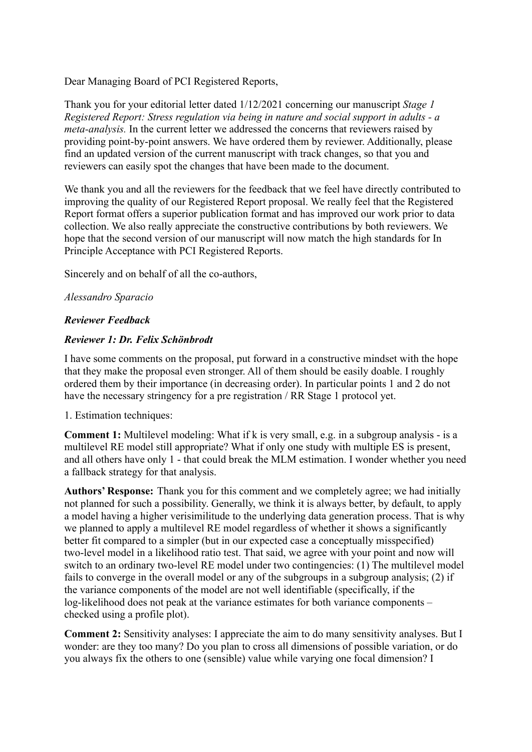Dear Managing Board of PCI Registered Reports,

Thank you for your editorial letter dated 1/12/2021 concerning our manuscript *Stage 1 Registered Report: Stress regulation via being in nature and social support in adults - a meta-analysis.* In the current letter we addressed the concerns that reviewers raised by providing point-by-point answers. We have ordered them by reviewer. Additionally, please find an updated version of the current manuscript with track changes, so that you and reviewers can easily spot the changes that have been made to the document.

We thank you and all the reviewers for the feedback that we feel have directly contributed to improving the quality of our Registered Report proposal. We really feel that the Registered Report format offers a superior publication format and has improved our work prior to data collection. We also really appreciate the constructive contributions by both reviewers. We hope that the second version of our manuscript will now match the high standards for In Principle Acceptance with PCI Registered Reports.

Sincerely and on behalf of all the co-authors,

*Alessandro Sparacio*

***Reviewer Feedback***

***Reviewer 1: Dr. Felix Schönbrodt***

I have some comments on the proposal, put forward in a constructive mindset with the hope that they make the proposal even stronger. All of them should be easily doable. I roughly ordered them by their importance (in decreasing order). In particular points 1 and 2 do not have the necessary stringency for a pre registration / RR Stage 1 protocol yet.

1. Estimation techniques:

**Comment 1:** Multilevel modeling: What if k is very small, e.g. in a subgroup analysis - is a multilevel RE model still appropriate? What if only one study with multiple ES is present, and all others have only 1 - that could break the MLM estimation. I wonder whether you need a fallback strategy for that analysis.

**Authors' Response:** Thank you for this comment and we completely agree; we had initially not planned for such a possibility. Generally, we think it is always better, by default, to apply a model having a higher verisimilitude to the underlying data generation process. That is why we planned to apply a multilevel RE model regardless of whether it shows a significantly better fit compared to a simpler (but in our expected case a conceptually misspecified) two-level model in a likelihood ratio test. That said, we agree with your point and now will switch to an ordinary two-level RE model under two contingencies: (1) The multilevel model fails to converge in the overall model or any of the subgroups in a subgroup analysis; (2) if the variance components of the model are not well identifiable (specifically, if the log-likelihood does not peak at the variance estimates for both variance components – checked using a profile plot).

**Comment 2:** Sensitivity analyses: I appreciate the aim to do many sensitivity analyses. But I wonder: are they too many? Do you plan to cross all dimensions of possible variation, or do you always fix the others to one (sensible) value while varying one focal dimension? I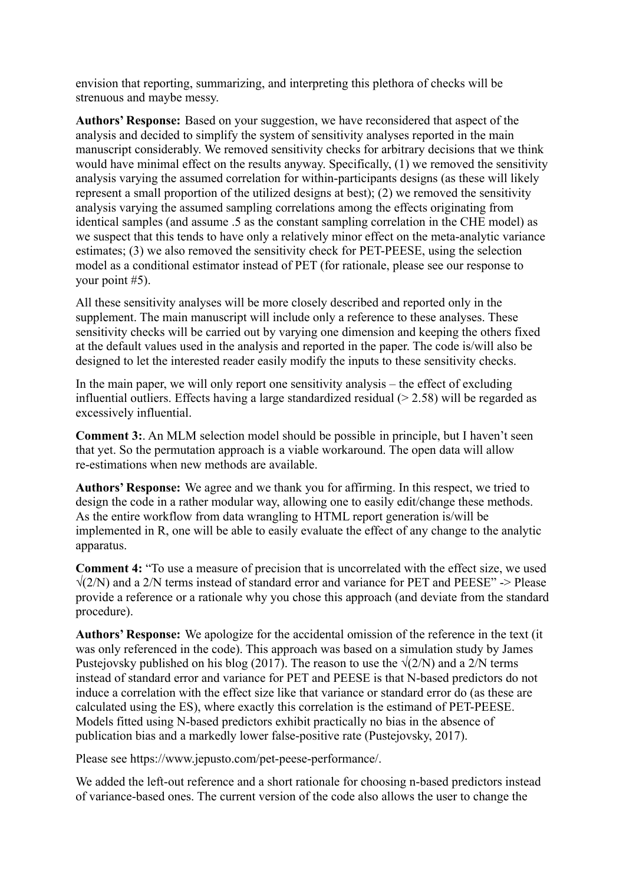envision that reporting, summarizing, and interpreting this plethora of checks will be strenuous and maybe messy.

**Authors' Response:** Based on your suggestion, we have reconsidered that aspect of the analysis and decided to simplify the system of sensitivity analyses reported in the main manuscript considerably. We removed sensitivity checks for arbitrary decisions that we think would have minimal effect on the results anyway. Specifically, (1) we removed the sensitivity analysis varying the assumed correlation for within-participants designs (as these will likely represent a small proportion of the utilized designs at best); (2) we removed the sensitivity analysis varying the assumed sampling correlations among the effects originating from identical samples (and assume .5 as the constant sampling correlation in the CHE model) as we suspect that this tends to have only a relatively minor effect on the meta-analytic variance estimates; (3) we also removed the sensitivity check for PET-PEESE, using the selection model as a conditional estimator instead of PET (for rationale, please see our response to your point #5).

All these sensitivity analyses will be more closely described and reported only in the supplement. The main manuscript will include only a reference to these analyses. These sensitivity checks will be carried out by varying one dimension and keeping the others fixed at the default values used in the analysis and reported in the paper. The code is/will also be designed to let the interested reader easily modify the inputs to these sensitivity checks.

In the main paper, we will only report one sensitivity analysis – the effect of excluding influential outliers. Effects having a large standardized residual (> 2.58) will be regarded as excessively influential.

**Comment 3:**. An MLM selection model should be possible in principle, but I haven't seen that yet. So the permutation approach is a viable workaround. The open data will allow re-estimations when new methods are available.

**Authors' Response:** We agree and we thank you for affirming. In this respect, we tried to design the code in a rather modular way, allowing one to easily edit/change these methods. As the entire workflow from data wrangling to HTML report generation is/will be implemented in R, one will be able to easily evaluate the effect of any change to the analytic apparatus.

**Comment 4:** "To use a measure of precision that is uncorrelated with the effect size, we used $\sqrt{(2/N)}$ and a 2/N terms instead of standard error and variance for PET and PEESE" -> Please provide a reference or a rationale why you chose this approach (and deviate from the standard procedure).

**Authors' Response:** We apologize for the accidental omission of the reference in the text (it was only referenced in the code). This approach was based on a simulation study by James Pustejovsky published on his blog (2017). The reason to use the $\sqrt{(2/N)}$ and a 2/N terms instead of standard error and variance for PET and PEESE is that N-based predictors do not induce a correlation with the effect size like that variance or standard error do (as these are calculated using the ES), where exactly this correlation is the estimand of PET-PEESE. Models fitted using N-based predictors exhibit practically no bias in the absence of publication bias and a markedly lower false-positive rate (Pustejovsky, 2017).

Please see https://www.jepusto.com/pet-peese-performance/.

We added the left-out reference and a short rationale for choosing n-based predictors instead of variance-based ones. The current version of the code also allows the user to change the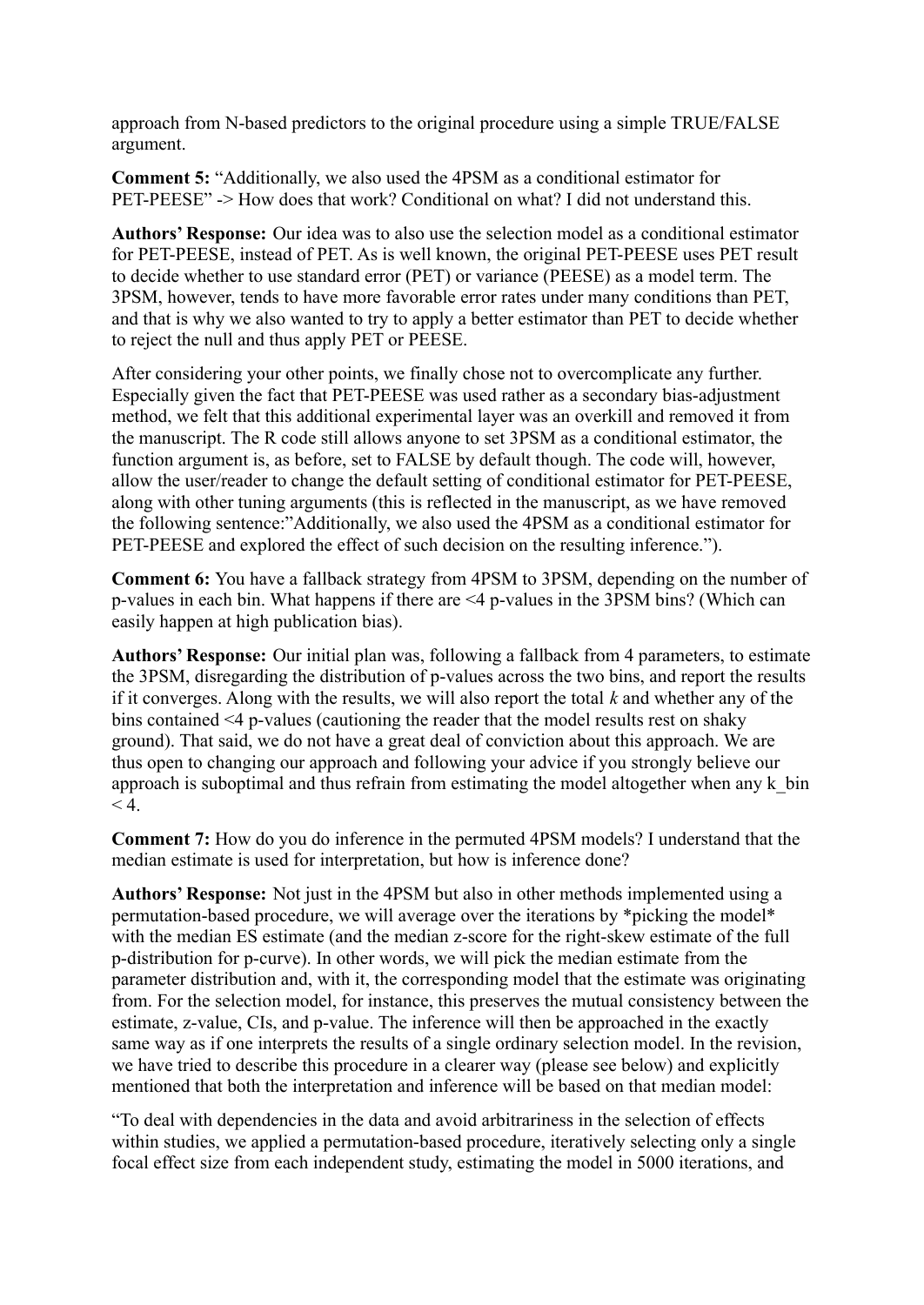approach from N-based predictors to the original procedure using a simple TRUE/FALSE argument.

**Comment 5:** "Additionally, we also used the 4PSM as a conditional estimator for PET-PEESE" -> How does that work? Conditional on what? I did not understand this.

**Authors' Response:** Our idea was to also use the selection model as a conditional estimator for PET-PEESE, instead of PET. As is well known, the original PET-PEESE uses PET result to decide whether to use standard error (PET) or variance (PEESE) as a model term. The 3PSM, however, tends to have more favorable error rates under many conditions than PET, and that is why we also wanted to try to apply a better estimator than PET to decide whether to reject the null and thus apply PET or PEESE.

After considering your other points, we finally chose not to overcomplicate any further. Especially given the fact that PET-PEESE was used rather as a secondary bias-adjustment method, we felt that this additional experimental layer was an overkill and removed it from the manuscript. The R code still allows anyone to set 3PSM as a conditional estimator, the function argument is, as before, set to FALSE by default though. The code will, however, allow the user/reader to change the default setting of conditional estimator for PET-PEESE, along with other tuning arguments (this is reflected in the manuscript, as we have removed the following sentence:"Additionally, we also used the 4PSM as a conditional estimator for PET-PEESE and explored the effect of such decision on the resulting inference.").

**Comment 6:** You have a fallback strategy from 4PSM to 3PSM, depending on the number of p-values in each bin. What happens if there are <4 p-values in the 3PSM bins? (Which can easily happen at high publication bias).

**Authors' Response:** Our initial plan was, following a fallback from 4 parameters, to estimate the 3PSM, disregarding the distribution of p-values across the two bins, and report the results if it converges. Along with the results, we will also report the total *k* and whether any of the bins contained <4 p-values (cautioning the reader that the model results rest on shaky ground). That said, we do not have a great deal of conviction about this approach. We are thus open to changing our approach and following your advice if you strongly believe our approach is suboptimal and thus refrain from estimating the model altogether when any k_bin < 4.

**Comment 7:** How do you do inference in the permuted 4PSM models? I understand that the median estimate is used for interpretation, but how is inference done?

**Authors' Response:** Not just in the 4PSM but also in other methods implemented using a permutation-based procedure, we will average over the iterations by *picking the model* with the median ES estimate (and the median z-score for the right-skew estimate of the full p-distribution for p-curve). In other words, we will pick the median estimate from the parameter distribution and, with it, the corresponding model that the estimate was originating from. For the selection model, for instance, this preserves the mutual consistency between the estimate, z-value, CIs, and p-value. The inference will then be approached in the exactly same way as if one interprets the results of a single ordinary selection model. In the revision, we have tried to describe this procedure in a clearer way (please see below) and explicitly mentioned that both the interpretation and inference will be based on that median model:

"To deal with dependencies in the data and avoid arbitrariness in the selection of effects within studies, we applied a permutation-based procedure, iteratively selecting only a single focal effect size from each independent study, estimating the model in 5000 iterations, and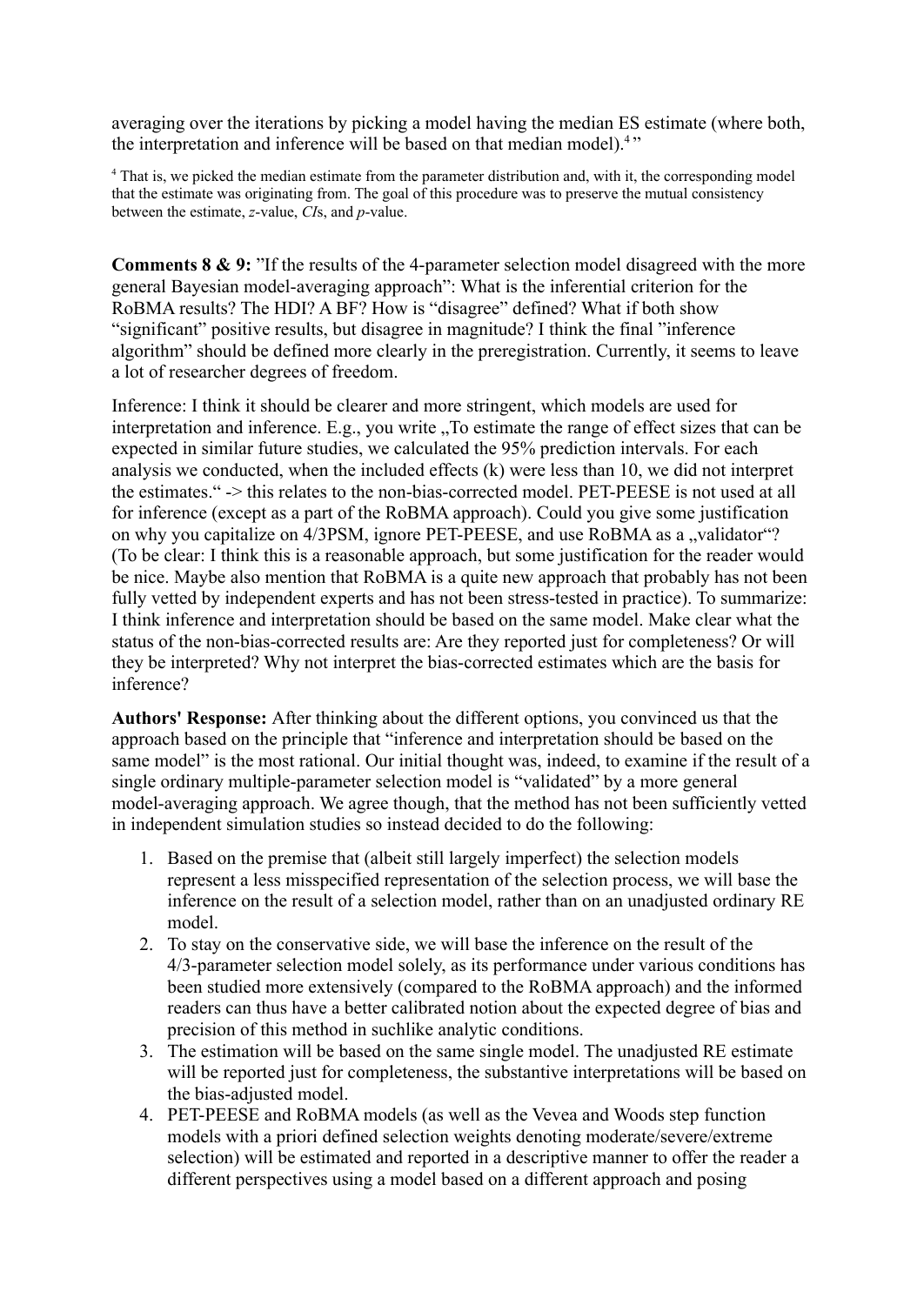averaging over the iterations by picking a model having the median ES estimate (where both, the interpretation and inference will be based on that median model).[4]"

[4] That is, we picked the median estimate from the parameter distribution and, with it, the corresponding model that the estimate was originating from. The goal of this procedure was to preserve the mutual consistency between the estimate, *z*-value, *CI*s, and *p*-value.

**Comments 8 & 9:** "If the results of the 4-parameter selection model disagreed with the more general Bayesian model-averaging approach": What is the inferential criterion for the RoBMA results? The HDI? A BF? How is "disagree" defined? What if both show "significant" positive results, but disagree in magnitude? I think the final "inference algorithm" should be defined more clearly in the preregistration. Currently, it seems to leave a lot of researcher degrees of freedom.

Inference: I think it should be clearer and more stringent, which models are used for interpretation and inference. E.g., you write „To estimate the range of effect sizes that can be expected in similar future studies, we calculated the 95% prediction intervals. For each analysis we conducted, when the included effects (k) were less than 10, we did not interpret the estimates.“ -> this relates to the non-bias-corrected model. PET-PEESE is not used at all for inference (except as a part of the RoBMA approach). Could you give some justification on why you capitalize on 4/3PSM, ignore PET-PEESE, and use RoBMA as a „validator“? (To be clear: I think this is a reasonable approach, but some justification for the reader would be nice. Maybe also mention that RoBMA is a quite new approach that probably has not been fully vetted by independent experts and has not been stress-tested in practice). To summarize: I think inference and interpretation should be based on the same model. Make clear what the status of the non-bias-corrected results are: Are they reported just for completeness? Or will they be interpreted? Why not interpret the bias-corrected estimates which are the basis for inference?

**Authors' Response:** After thinking about the different options, you convinced us that the approach based on the principle that "inference and interpretation should be based on the same model" is the most rational. Our initial thought was, indeed, to examine if the result of a single ordinary multiple-parameter selection model is "validated" by a more general model-averaging approach. We agree though, that the method has not been sufficiently vetted in independent simulation studies so instead decided to do the following:

1. Based on the premise that (albeit still largely imperfect) the selection models represent a less misspecified representation of the selection process, we will base the inference on the result of a selection model, rather than on an unadjusted ordinary RE model.
2. To stay on the conservative side, we will base the inference on the result of the 4/3-parameter selection model solely, as its performance under various conditions has been studied more extensively (compared to the RoBMA approach) and the informed readers can thus have a better calibrated notion about the expected degree of bias and precision of this method in suchlike analytic conditions.
3. The estimation will be based on the same single model. The unadjusted RE estimate will be reported just for completeness, the substantive interpretations will be based on the bias-adjusted model.
4. PET-PEESE and RoBMA models (as well as the Vevea and Woods step function models with a priori defined selection weights denoting moderate/severe/extreme selection) will be estimated and reported in a descriptive manner to offer the reader a different perspectives using a model based on a different approach and posing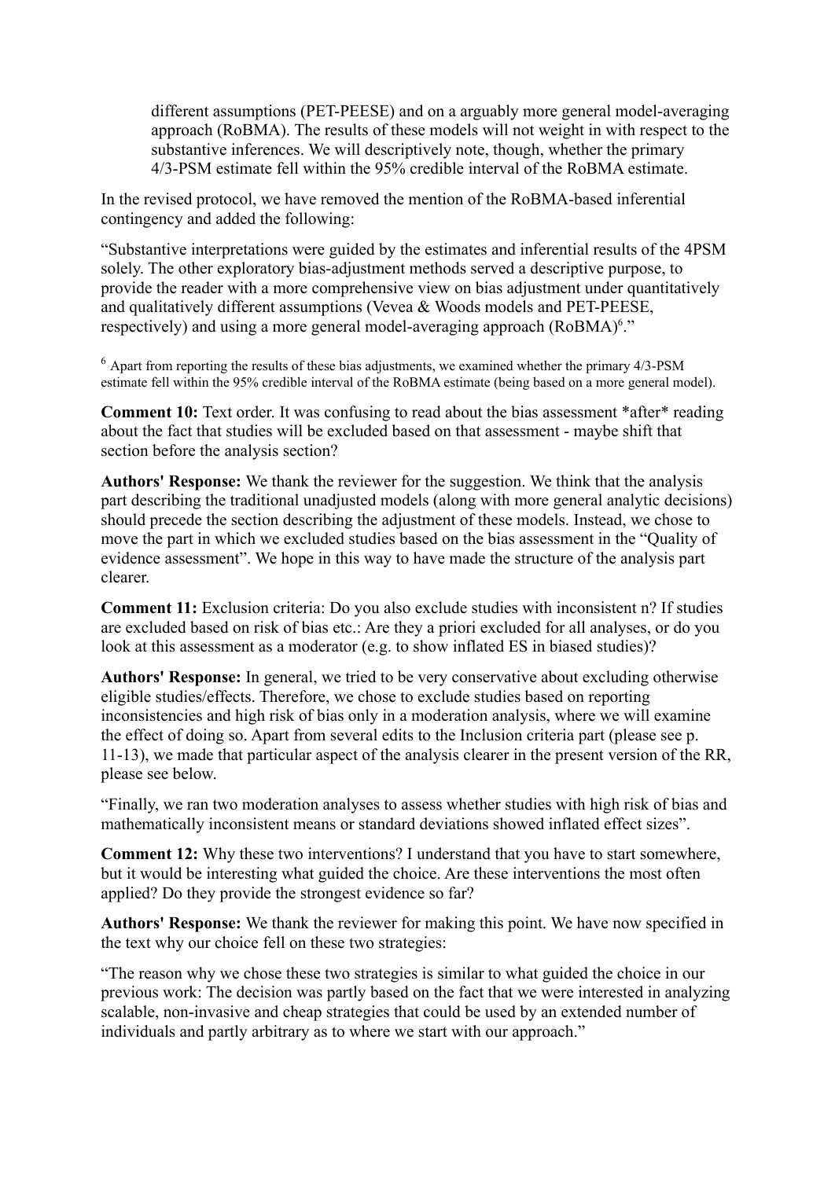> different assumptions (PET-PEESE) and on a arguably more general model-averaging approach (RoBMA). The results of these models will not weight in with respect to the substantive inferences. We will descriptively note, though, whether the primary 4/3-PSM estimate fell within the 95% credible interval of the RoBMA estimate.

In the revised protocol, we have removed the mention of the RoBMA-based inferential contingency and added the following:

"Substantive interpretations were guided by the estimates and inferential results of the 4PSM solely. The other exploratory bias-adjustment methods served a descriptive purpose, to provide the reader with a more comprehensive view on bias adjustment under quantitatively and qualitatively different assumptions (Vevea & Woods models and PET-PEESE, respectively) and using a more general model-averaging approach (RoBMA)[6]."

[6] Apart from reporting the results of these bias adjustments, we examined whether the primary 4/3-PSM estimate fell within the 95% credible interval of the RoBMA estimate (being based on a more general model).

**Comment 10:** Text order. It was confusing to read about the bias assessment *after* reading about the fact that studies will be excluded based on that assessment - maybe shift that section before the analysis section?

**Authors' Response:** We thank the reviewer for the suggestion. We think that the analysis part describing the traditional unadjusted models (along with more general analytic decisions) should precede the section describing the adjustment of these models. Instead, we chose to move the part in which we excluded studies based on the bias assessment in the "Quality of evidence assessment". We hope in this way to have made the structure of the analysis part clearer.

**Comment 11:** Exclusion criteria: Do you also exclude studies with inconsistent n? If studies are excluded based on risk of bias etc.: Are they a priori excluded for all analyses, or do you look at this assessment as a moderator (e.g. to show inflated ES in biased studies)?

**Authors' Response:** In general, we tried to be very conservative about excluding otherwise eligible studies/effects. Therefore, we chose to exclude studies based on reporting inconsistencies and high risk of bias only in a moderation analysis, where we will examine the effect of doing so. Apart from several edits to the Inclusion criteria part (please see p. 11-13), we made that particular aspect of the analysis clearer in the present version of the RR, please see below.

"Finally, we ran two moderation analyses to assess whether studies with high risk of bias and mathematically inconsistent means or standard deviations showed inflated effect sizes".

**Comment 12:** Why these two interventions? I understand that you have to start somewhere, but it would be interesting what guided the choice. Are these interventions the most often applied? Do they provide the strongest evidence so far?

**Authors' Response:** We thank the reviewer for making this point. We have now specified in the text why our choice fell on these two strategies:

"The reason why we chose these two strategies is similar to what guided the choice in our previous work: The decision was partly based on the fact that we were interested in analyzing scalable, non-invasive and cheap strategies that could be used by an extended number of individuals and partly arbitrary as to where we start with our approach."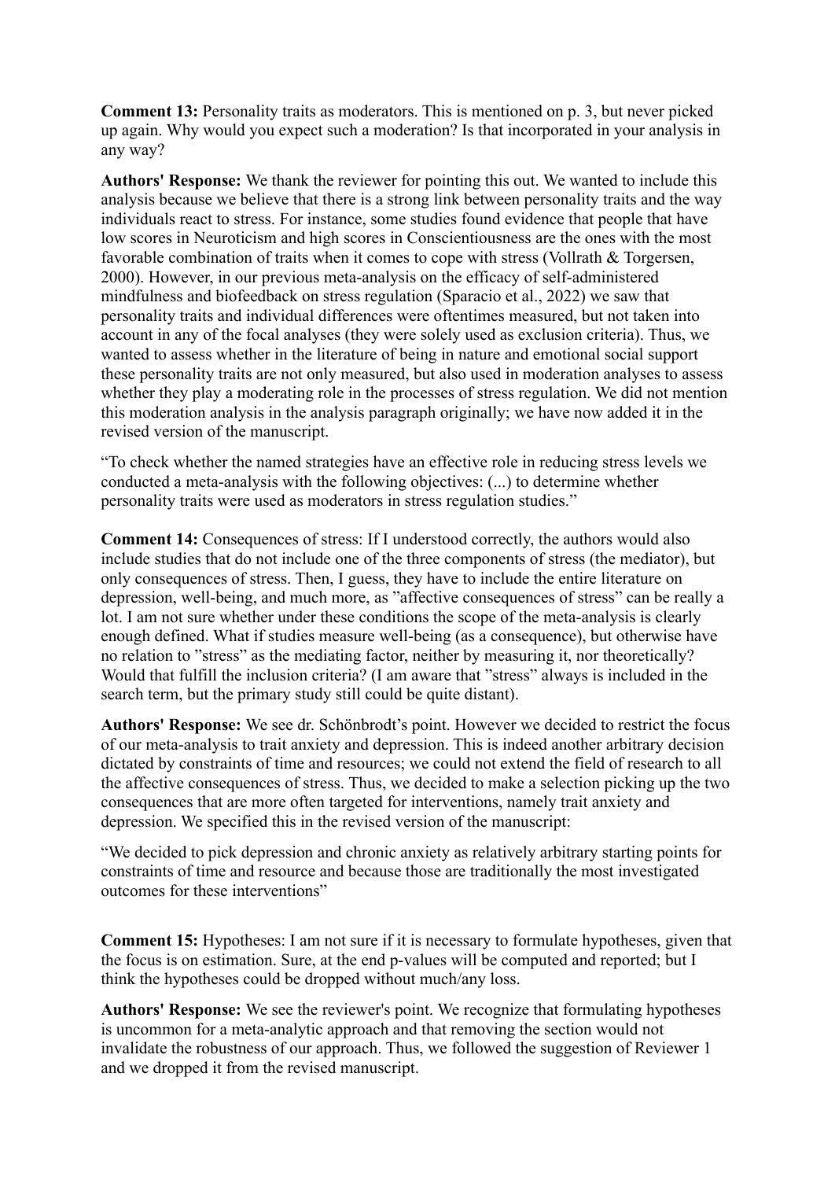**Comment 13:** Personality traits as moderators. This is mentioned on p. 3, but never picked up again. Why would you expect such a moderation? Is that incorporated in your analysis in any way?

**Authors' Response:** We thank the reviewer for pointing this out. We wanted to include this analysis because we believe that there is a strong link between personality traits and the way individuals react to stress. For instance, some studies found evidence that people that have low scores in Neuroticism and high scores in Conscientiousness are the ones with the most favorable combination of traits when it comes to cope with stress (Vollrath & Torgersen, 2000). However, in our previous meta-analysis on the efficacy of self-administered mindfulness and biofeedback on stress regulation (Sparacio et al., 2022) we saw that personality traits and individual differences were oftentimes measured, but not taken into account in any of the focal analyses (they were solely used as exclusion criteria). Thus, we wanted to assess whether in the literature of being in nature and emotional social support these personality traits are not only measured, but also used in moderation analyses to assess whether they play a moderating role in the processes of stress regulation. We did not mention this moderation analysis in the analysis paragraph originally; we have now added it in the revised version of the manuscript.

"To check whether the named strategies have an effective role in reducing stress levels we conducted a meta-analysis with the following objectives: (...) to determine whether personality traits were used as moderators in stress regulation studies."

**Comment 14:** Consequences of stress: If I understood correctly, the authors would also include studies that do not include one of the three components of stress (the mediator), but only consequences of stress. Then, I guess, they have to include the entire literature on depression, well-being, and much more, as "affective consequences of stress" can be really a lot. I am not sure whether under these conditions the scope of the meta-analysis is clearly enough defined. What if studies measure well-being (as a consequence), but otherwise have no relation to "stress" as the mediating factor, neither by measuring it, nor theoretically? Would that fulfill the inclusion criteria? (I am aware that "stress" always is included in the search term, but the primary study still could be quite distant).

**Authors' Response:** We see dr. Schönbrodt's point. However we decided to restrict the focus of our meta-analysis to trait anxiety and depression. This is indeed another arbitrary decision dictated by constraints of time and resources; we could not extend the field of research to all the affective consequences of stress. Thus, we decided to make a selection picking up the two consequences that are more often targeted for interventions, namely trait anxiety and depression. We specified this in the revised version of the manuscript:

"We decided to pick depression and chronic anxiety as relatively arbitrary starting points for constraints of time and resource and because those are traditionally the most investigated outcomes for these interventions"

**Comment 15:** Hypotheses: I am not sure if it is necessary to formulate hypotheses, given that the focus is on estimation. Sure, at the end p-values will be computed and reported; but I think the hypotheses could be dropped without much/any loss.

**Authors' Response:** We see the reviewer's point. We recognize that formulating hypotheses is uncommon for a meta-analytic approach and that removing the section would not invalidate the robustness of our approach. Thus, we followed the suggestion of Reviewer 1 and we dropped it from the revised manuscript.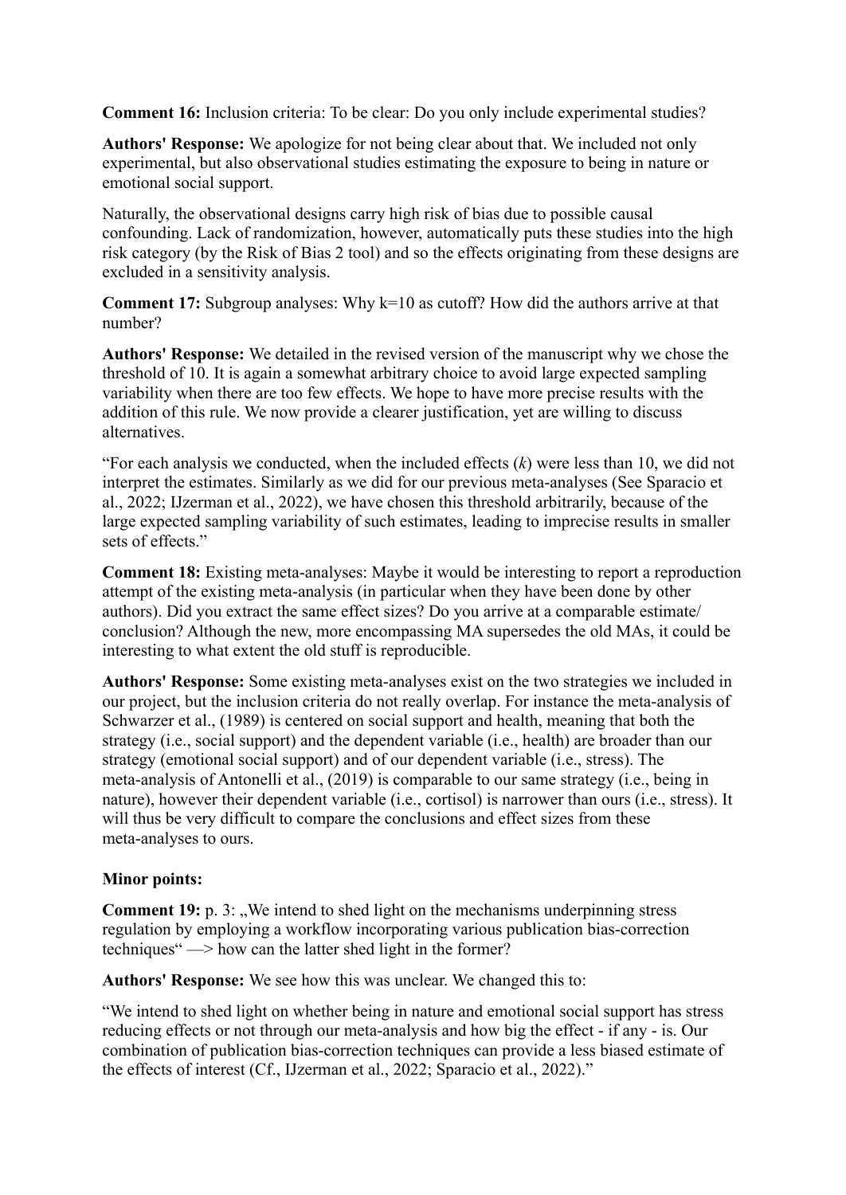**Comment 16:** Inclusion criteria: To be clear: Do you only include experimental studies?

**Authors' Response:** We apologize for not being clear about that. We included not only experimental, but also observational studies estimating the exposure to being in nature or emotional social support.

Naturally, the observational designs carry high risk of bias due to possible causal confounding. Lack of randomization, however, automatically puts these studies into the high risk category (by the Risk of Bias 2 tool) and so the effects originating from these designs are excluded in a sensitivity analysis.

**Comment 17:** Subgroup analyses: Why k=10 as cutoff? How did the authors arrive at that number?

**Authors' Response:** We detailed in the revised version of the manuscript why we chose the threshold of 10. It is again a somewhat arbitrary choice to avoid large expected sampling variability when there are too few effects. We hope to have more precise results with the addition of this rule. We now provide a clearer justification, yet are willing to discuss alternatives.

"For each analysis we conducted, when the included effects (*k*) were less than 10, we did not interpret the estimates. Similarly as we did for our previous meta-analyses (See Sparacio et al., 2022; IJzerman et al., 2022), we have chosen this threshold arbitrarily, because of the large expected sampling variability of such estimates, leading to imprecise results in smaller sets of effects."

**Comment 18:** Existing meta-analyses: Maybe it would be interesting to report a reproduction attempt of the existing meta-analysis (in particular when they have been done by other authors). Did you extract the same effect sizes? Do you arrive at a comparable estimate/ conclusion? Although the new, more encompassing MA supersedes the old MAs, it could be interesting to what extent the old stuff is reproducible.

**Authors' Response:** Some existing meta-analyses exist on the two strategies we included in our project, but the inclusion criteria do not really overlap. For instance the meta-analysis of Schwarzer et al., (1989) is centered on social support and health, meaning that both the strategy (i.e., social support) and the dependent variable (i.e., health) are broader than our strategy (emotional social support) and of our dependent variable (i.e., stress). The meta-analysis of Antonelli et al., (2019) is comparable to our same strategy (i.e., being in nature), however their dependent variable (i.e., cortisol) is narrower than ours (i.e., stress). It will thus be very difficult to compare the conclusions and effect sizes from these meta-analyses to ours.

**Minor points:**

**Comment 19:** p. 3: „We intend to shed light on the mechanisms underpinning stress regulation by employing a workflow incorporating various publication bias-correction techniques" —> how can the latter shed light in the former?

**Authors' Response:** We see how this was unclear. We changed this to:

"We intend to shed light on whether being in nature and emotional social support has stress reducing effects or not through our meta-analysis and how big the effect - if any - is. Our combination of publication bias-correction techniques can provide a less biased estimate of the effects of interest (Cf., IJzerman et al., 2022; Sparacio et al., 2022)."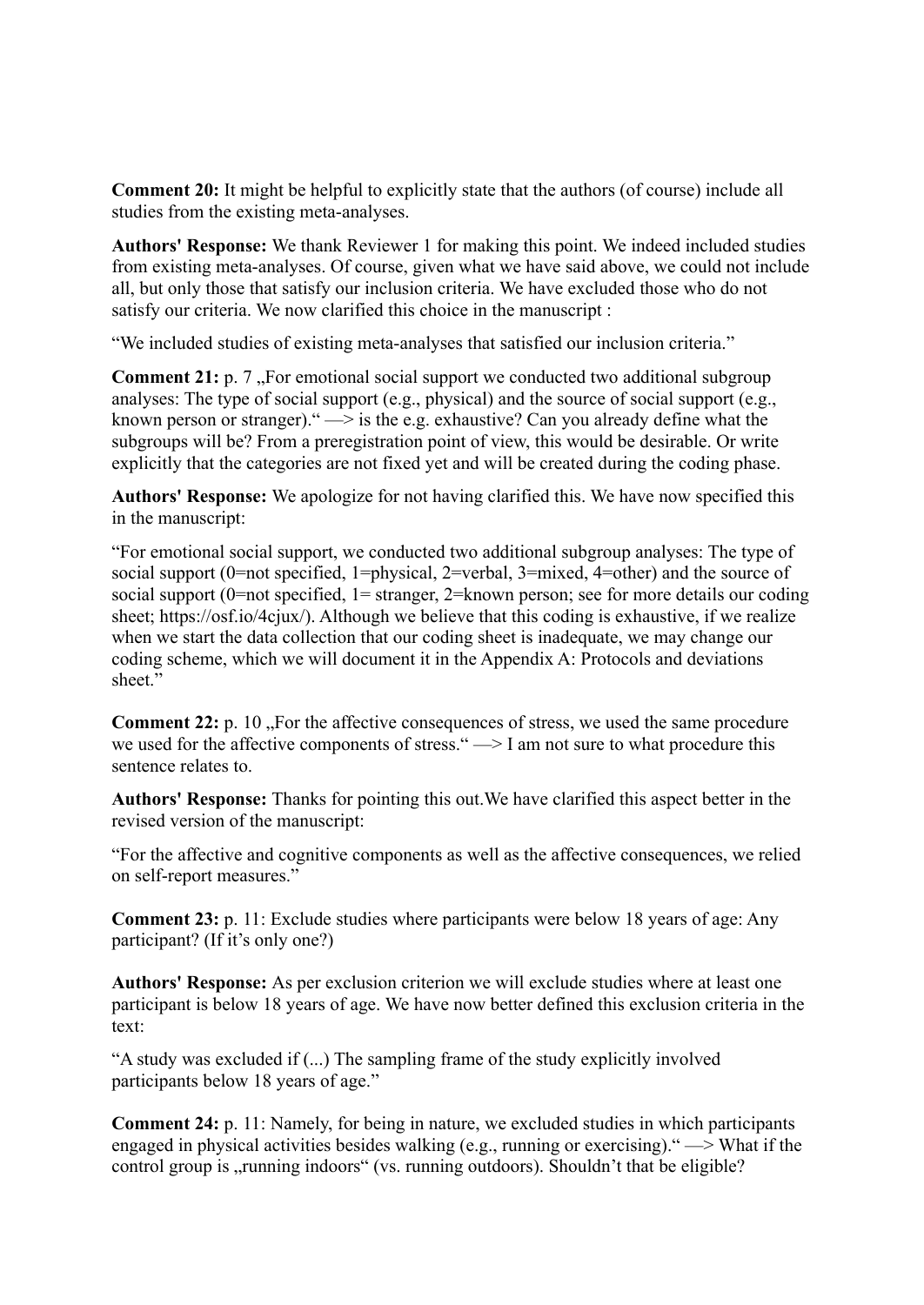**Comment 20:** It might be helpful to explicitly state that the authors (of course) include all studies from the existing meta-analyses.

**Authors' Response:** We thank Reviewer 1 for making this point. We indeed included studies from existing meta-analyses. Of course, given what we have said above, we could not include all, but only those that satisfy our inclusion criteria. We have excluded those who do not satisfy our criteria. We now clarified this choice in the manuscript :

“We included studies of existing meta-analyses that satisfied our inclusion criteria.”

**Comment 21:** p. 7 „For emotional social support we conducted two additional subgroup analyses: The type of social support (e.g., physical) and the source of social support (e.g., known person or stranger).“ —> is the e.g. exhaustive? Can you already define what the subgroups will be? From a preregistration point of view, this would be desirable. Or write explicitly that the categories are not fixed yet and will be created during the coding phase.

**Authors' Response:** We apologize for not having clarified this. We have now specified this in the manuscript:

“For emotional social support, we conducted two additional subgroup analyses: The type of social support (0=not specified, 1=physical, 2=verbal, 3=mixed, 4=other) and the source of social support (0=not specified, 1= stranger, 2=known person; see for more details our coding sheet; https://osf.io/4cjux/). Although we believe that this coding is exhaustive, if we realize when we start the data collection that our coding sheet is inadequate, we may change our coding scheme, which we will document it in the Appendix A: Protocols and deviations sheet.”

**Comment 22:** p. 10 „For the affective consequences of stress, we used the same procedure we used for the affective components of stress.“ —> I am not sure to what procedure this sentence relates to.

**Authors' Response:** Thanks for pointing this out.We have clarified this aspect better in the revised version of the manuscript:

“For the affective and cognitive components as well as the affective consequences, we relied on self-report measures.”

**Comment 23:** p. 11: Exclude studies where participants were below 18 years of age: Any participant? (If it’s only one?)

**Authors' Response:** As per exclusion criterion we will exclude studies where at least one participant is below 18 years of age. We have now better defined this exclusion criteria in the text:

“A study was excluded if (...) The sampling frame of the study explicitly involved participants below 18 years of age.”

**Comment 24:** p. 11: Namely, for being in nature, we excluded studies in which participants engaged in physical activities besides walking (e.g., running or exercising).“ —> What if the control group is „running indoors“ (vs. running outdoors). Shouldn’t that be eligible?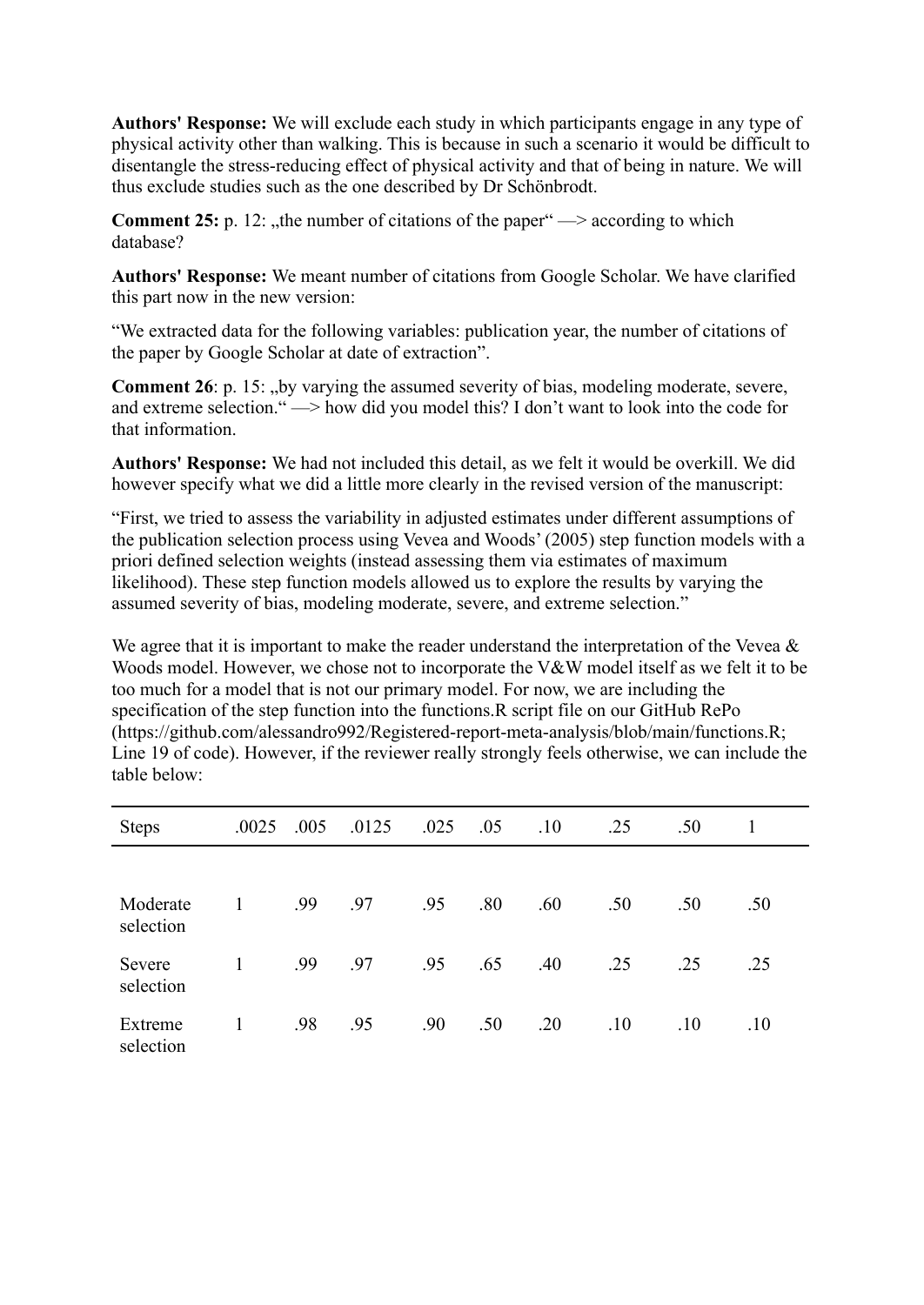**Authors' Response:** We will exclude each study in which participants engage in any type of physical activity other than walking. This is because in such a scenario it would be difficult to disentangle the stress-reducing effect of physical activity and that of being in nature. We will thus exclude studies such as the one described by Dr Schönbrodt.

**Comment 25:** p. 12: „the number of citations of the paper" —> according to which database?

**Authors' Response:** We meant number of citations from Google Scholar. We have clarified this part now in the new version:

"We extracted data for the following variables: publication year, the number of citations of the paper by Google Scholar at date of extraction".

**Comment 26**: p. 15: „by varying the assumed severity of bias, modeling moderate, severe, and extreme selection." —> how did you model this? I don't want to look into the code for that information.

**Authors' Response:** We had not included this detail, as we felt it would be overkill. We did however specify what we did a little more clearly in the revised version of the manuscript:

"First, we tried to assess the variability in adjusted estimates under different assumptions of the publication selection process using Vevea and Woods' (2005) step function models with a priori defined selection weights (instead assessing them via estimates of maximum likelihood). These step function models allowed us to explore the results by varying the assumed severity of bias, modeling moderate, severe, and extreme selection."

We agree that it is important to make the reader understand the interpretation of the Vevea & Woods model. However, we chose not to incorporate the V&W model itself as we felt it to be too much for a model that is not our primary model. For now, we are including the specification of the step function into the functions.R script file on our GitHub RePo (https://github.com/alessandro992/Registered-report-meta-analysis/blob/main/functions.R; Line 19 of code). However, if the reviewer really strongly feels otherwise, we can include the table below:

| Steps | .0025 | .005 | .0125 | .025 | .05 | .10 | .25 | .50 | 1 |
|---|---|---|---|---|---|---|---|---|---|
| Moderate selection | 1 | .99 | .97 | .95 | .80 | .60 | .50 | .50 | .50 |
| Severe selection | 1 | .99 | .97 | .95 | .65 | .40 | .25 | .25 | .25 |
| Extreme selection | 1 | .98 | .95 | .90 | .50 | .20 | .10 | .10 | .10 |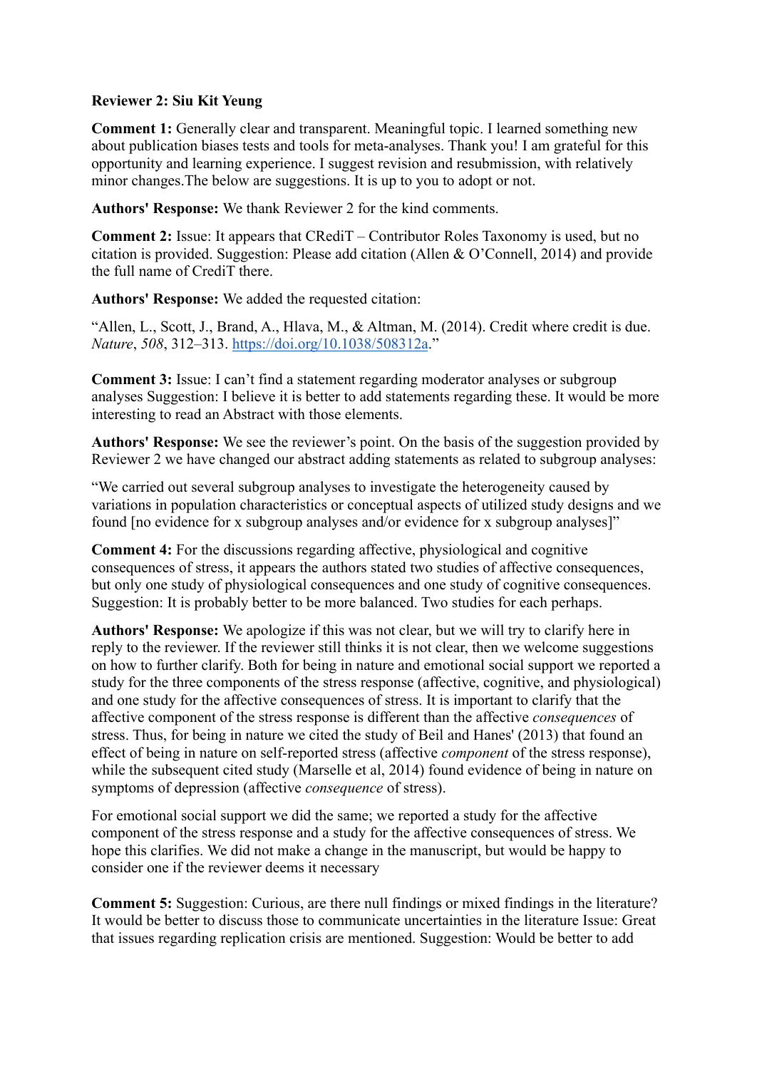**Reviewer 2: Siu Kit Yeung**

**Comment 1:** Generally clear and transparent. Meaningful topic. I learned something new about publication biases tests and tools for meta-analyses. Thank you! I am grateful for this opportunity and learning experience. I suggest revision and resubmission, with relatively minor changes.The below are suggestions. It is up to you to adopt or not.

**Authors' Response:** We thank Reviewer 2 for the kind comments.

**Comment 2:** Issue: It appears that CRediT – Contributor Roles Taxonomy is used, but no citation is provided. Suggestion: Please add citation (Allen & O'Connell, 2014) and provide the full name of CrediT there.

**Authors' Response:** We added the requested citation:

"Allen, L., Scott, J., Brand, A., Hlava, M., & Altman, M. (2014). Credit where credit is due. *Nature*, *508*, 312–313. https://doi.org/10.1038/508312a."

**Comment 3:** Issue: I can't find a statement regarding moderator analyses or subgroup analyses Suggestion: I believe it is better to add statements regarding these. It would be more interesting to read an Abstract with those elements.

**Authors' Response:** We see the reviewer's point. On the basis of the suggestion provided by Reviewer 2 we have changed our abstract adding statements as related to subgroup analyses:

"We carried out several subgroup analyses to investigate the heterogeneity caused by variations in population characteristics or conceptual aspects of utilized study designs and we found [no evidence for x subgroup analyses and/or evidence for x subgroup analyses]"

**Comment 4:** For the discussions regarding affective, physiological and cognitive consequences of stress, it appears the authors stated two studies of affective consequences, but only one study of physiological consequences and one study of cognitive consequences. Suggestion: It is probably better to be more balanced. Two studies for each perhaps.

**Authors' Response:** We apologize if this was not clear, but we will try to clarify here in reply to the reviewer. If the reviewer still thinks it is not clear, then we welcome suggestions on how to further clarify. Both for being in nature and emotional social support we reported a study for the three components of the stress response (affective, cognitive, and physiological) and one study for the affective consequences of stress. It is important to clarify that the affective component of the stress response is different than the affective *consequences* of stress. Thus, for being in nature we cited the study of Beil and Hanes' (2013) that found an effect of being in nature on self-reported stress (affective *component* of the stress response), while the subsequent cited study (Marselle et al, 2014) found evidence of being in nature on symptoms of depression (affective *consequence* of stress).

For emotional social support we did the same; we reported a study for the affective component of the stress response and a study for the affective consequences of stress. We hope this clarifies. We did not make a change in the manuscript, but would be happy to consider one if the reviewer deems it necessary

**Comment 5:** Suggestion: Curious, are there null findings or mixed findings in the literature? It would be better to discuss those to communicate uncertainties in the literature Issue: Great that issues regarding replication crisis are mentioned. Suggestion: Would be better to add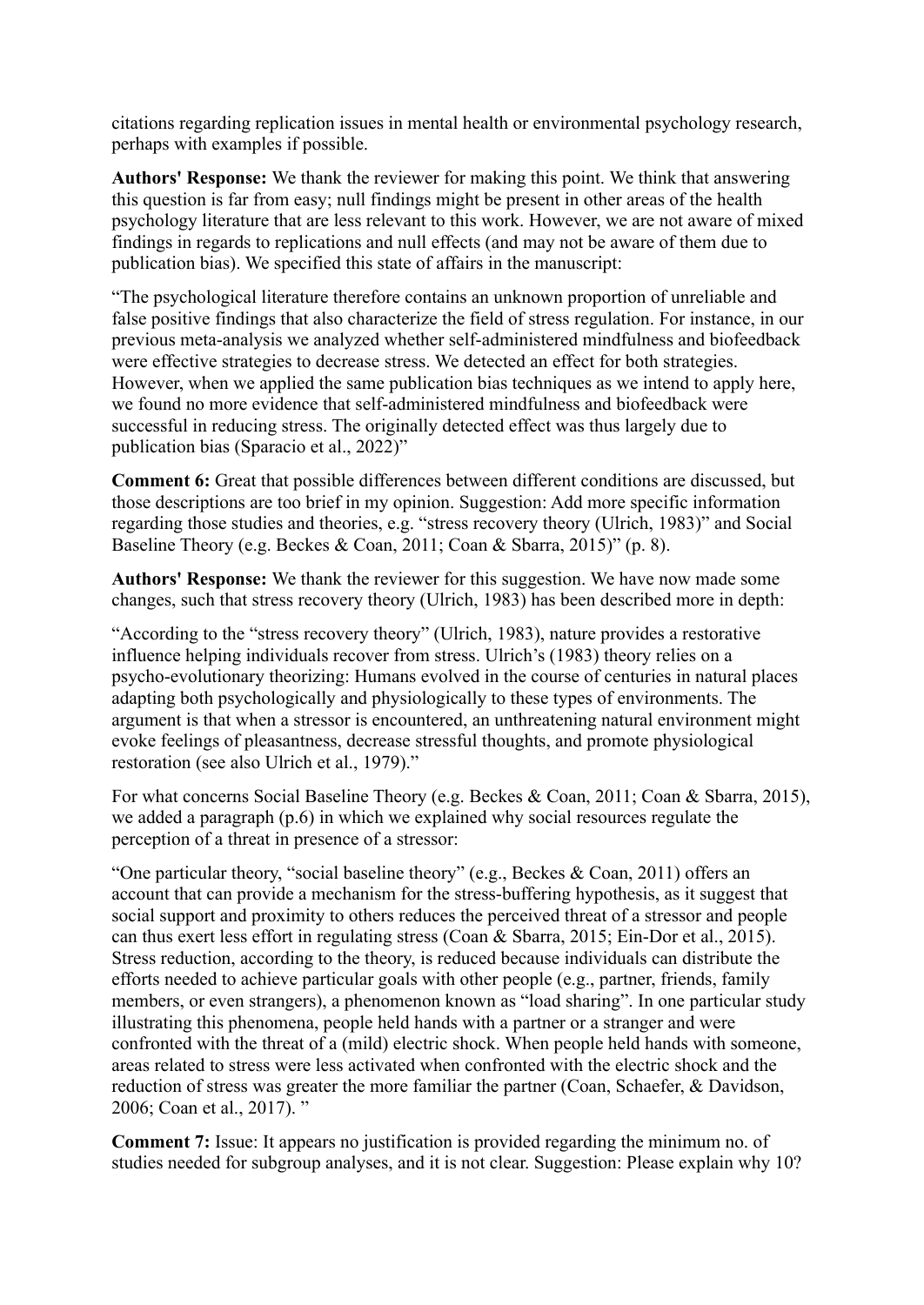citations regarding replication issues in mental health or environmental psychology research, perhaps with examples if possible.

**Authors' Response:** We thank the reviewer for making this point. We think that answering this question is far from easy; null findings might be present in other areas of the health psychology literature that are less relevant to this work. However, we are not aware of mixed findings in regards to replications and null effects (and may not be aware of them due to publication bias). We specified this state of affairs in the manuscript:

"The psychological literature therefore contains an unknown proportion of unreliable and false positive findings that also characterize the field of stress regulation. For instance, in our previous meta-analysis we analyzed whether self-administered mindfulness and biofeedback were effective strategies to decrease stress. We detected an effect for both strategies. However, when we applied the same publication bias techniques as we intend to apply here, we found no more evidence that self-administered mindfulness and biofeedback were successful in reducing stress. The originally detected effect was thus largely due to publication bias (Sparacio et al., 2022)"

**Comment 6:** Great that possible differences between different conditions are discussed, but those descriptions are too brief in my opinion. Suggestion: Add more specific information regarding those studies and theories, e.g. "stress recovery theory (Ulrich, 1983)" and Social Baseline Theory (e.g. Beckes & Coan, 2011; Coan & Sbarra, 2015)" (p. 8).

**Authors' Response:** We thank the reviewer for this suggestion. We have now made some changes, such that stress recovery theory (Ulrich, 1983) has been described more in depth:

"According to the "stress recovery theory" (Ulrich, 1983), nature provides a restorative influence helping individuals recover from stress. Ulrich's (1983) theory relies on a psycho-evolutionary theorizing: Humans evolved in the course of centuries in natural places adapting both psychologically and physiologically to these types of environments. The argument is that when a stressor is encountered, an unthreatening natural environment might evoke feelings of pleasantness, decrease stressful thoughts, and promote physiological restoration (see also Ulrich et al., 1979)."

For what concerns Social Baseline Theory (e.g. Beckes & Coan, 2011; Coan & Sbarra, 2015), we added a paragraph (p.6) in which we explained why social resources regulate the perception of a threat in presence of a stressor:

"One particular theory, "social baseline theory" (e.g., Beckes & Coan, 2011) offers an account that can provide a mechanism for the stress-buffering hypothesis, as it suggest that social support and proximity to others reduces the perceived threat of a stressor and people can thus exert less effort in regulating stress (Coan & Sbarra, 2015; Ein-Dor et al., 2015). Stress reduction, according to the theory, is reduced because individuals can distribute the efforts needed to achieve particular goals with other people (e.g., partner, friends, family members, or even strangers), a phenomenon known as "load sharing". In one particular study illustrating this phenomena, people held hands with a partner or a stranger and were confronted with the threat of a (mild) electric shock. When people held hands with someone, areas related to stress were less activated when confronted with the electric shock and the reduction of stress was greater the more familiar the partner (Coan, Schaefer, & Davidson, 2006; Coan et al., 2017). "

**Comment 7:** Issue: It appears no justification is provided regarding the minimum no. of studies needed for subgroup analyses, and it is not clear. Suggestion: Please explain why 10?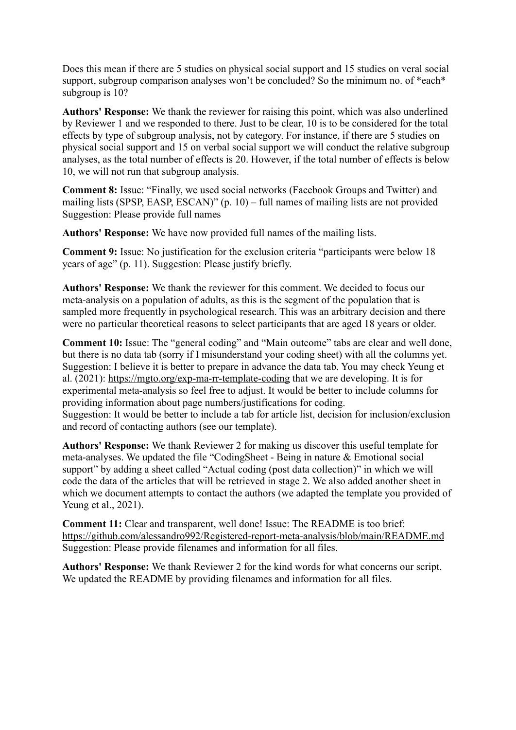Does this mean if there are 5 studies on physical social support and 15 studies on veral social support, subgroup comparison analyses won't be concluded? So the minimum no. of *each* subgroup is 10?

**Authors' Response:** We thank the reviewer for raising this point, which was also underlined by Reviewer 1 and we responded to there. Just to be clear, 10 is to be considered for the total effects by type of subgroup analysis, not by category. For instance, if there are 5 studies on physical social support and 15 on verbal social support we will conduct the relative subgroup analyses, as the total number of effects is 20. However, if the total number of effects is below 10, we will not run that subgroup analysis.

**Comment 8:** Issue: "Finally, we used social networks (Facebook Groups and Twitter) and mailing lists (SPSP, EASP, ESCAN)" (p. 10) – full names of mailing lists are not provided Suggestion: Please provide full names

**Authors' Response:** We have now provided full names of the mailing lists.

**Comment 9:** Issue: No justification for the exclusion criteria "participants were below 18 years of age" (p. 11). Suggestion: Please justify briefly.

**Authors' Response:** We thank the reviewer for this comment. We decided to focus our meta-analysis on a population of adults, as this is the segment of the population that is sampled more frequently in psychological research. This was an arbitrary decision and there were no particular theoretical reasons to select participants that are aged 18 years or older.

**Comment 10:** Issue: The "general coding" and "Main outcome" tabs are clear and well done, but there is no data tab (sorry if I misunderstand your coding sheet) with all the columns yet. Suggestion: I believe it is better to prepare in advance the data tab. You may check Yeung et al. (2021): https://mgto.org/exp-ma-rr-template-coding that we are developing. It is for experimental meta-analysis so feel free to adjust. It would be better to include columns for providing information about page numbers/justifications for coding.
Suggestion: It would be better to include a tab for article list, decision for inclusion/exclusion and record of contacting authors (see our template).

**Authors' Response:** We thank Reviewer 2 for making us discover this useful template for meta-analyses. We updated the file "CodingSheet - Being in nature & Emotional social support" by adding a sheet called "Actual coding (post data collection)" in which we will code the data of the articles that will be retrieved in stage 2. We also added another sheet in which we document attempts to contact the authors (we adapted the template you provided of Yeung et al., 2021).

**Comment 11:** Clear and transparent, well done! Issue: The README is too brief: https://github.com/alessandro992/Registered-report-meta-analysis/blob/main/README.md Suggestion: Please provide filenames and information for all files.

**Authors' Response:** We thank Reviewer 2 for the kind words for what concerns our script. We updated the README by providing filenames and information for all files.